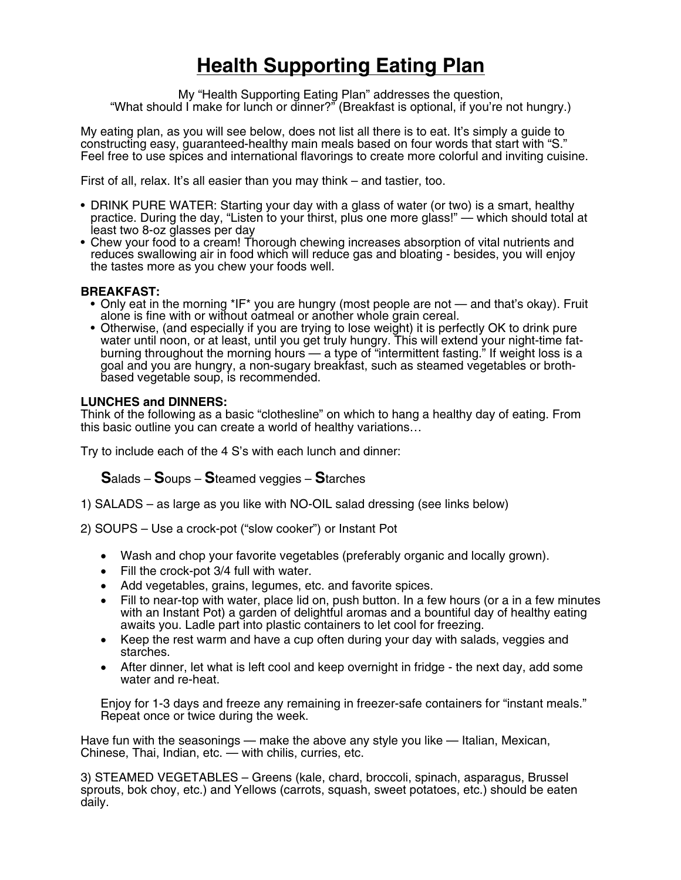# Health Supporting Eating Plan

My "Health Supporting Eating Plan" addresses the question,
"What should I make for lunch or dinner?" (Breakfast is optional, if you're not hungry.)

My eating plan, as you will see below, does not list all there is to eat. It's simply a guide to constructing easy, guaranteed-healthy main meals based on four words that start with "S." Feel free to use spices and international flavorings to create more colorful and inviting cuisine.

First of all, relax. It's all easier than you may think – and tastier, too.

- DRINK PURE WATER: Starting your day with a glass of water (or two) is a smart, healthy practice. During the day, "Listen to your thirst, plus one more glass!" — which should total at least two 8-oz glasses per day
- Chew your food to a cream! Thorough chewing increases absorption of vital nutrients and reduces swallowing air in food which will reduce gas and bloating - besides, you will enjoy the tastes more as you chew your foods well.

**BREAKFAST:**

- Only eat in the morning *IF* you are hungry (most people are not — and that's okay). Fruit alone is fine with or without oatmeal or another whole grain cereal.
- Otherwise, (and especially if you are trying to lose weight) it is perfectly OK to drink pure water until noon, or at least, until you get truly hungry. This will extend your night-time fat-burning throughout the morning hours — a type of "intermittent fasting." If weight loss is a goal and you are hungry, a non-sugary breakfast, such as steamed vegetables or broth-based vegetable soup, is recommended.

**LUNCHES and DINNERS:**
Think of the following as a basic "clothesline" on which to hang a healthy day of eating. From this basic outline you can create a world of healthy variations…

Try to include each of the 4 S's with each lunch and dinner:

**S**alads – **S**oups – **S**teamed veggies – **S**tarches

1) SALADS – as large as you like with NO-OIL salad dressing (see links below)

2) SOUPS – Use a crock-pot ("slow cooker") or Instant Pot

- Wash and chop your favorite vegetables (preferably organic and locally grown).
- Fill the crock-pot 3/4 full with water.
- Add vegetables, grains, legumes, etc. and favorite spices.
- Fill to near-top with water, place lid on, push button. In a few hours (or a in a few minutes with an Instant Pot) a garden of delightful aromas and a bountiful day of healthy eating awaits you. Ladle part into plastic containers to let cool for freezing.
- Keep the rest warm and have a cup often during your day with salads, veggies and starches.
- After dinner, let what is left cool and keep overnight in fridge - the next day, add some water and re-heat.

Enjoy for 1-3 days and freeze any remaining in freezer-safe containers for "instant meals." Repeat once or twice during the week.

Have fun with the seasonings — make the above any style you like — Italian, Mexican, Chinese, Thai, Indian, etc. — with chilis, curries, etc.

3) STEAMED VEGETABLES – Greens (kale, chard, broccoli, spinach, asparagus, Brussel sprouts, bok choy, etc.) and Yellows (carrots, squash, sweet potatoes, etc.) should be eaten daily.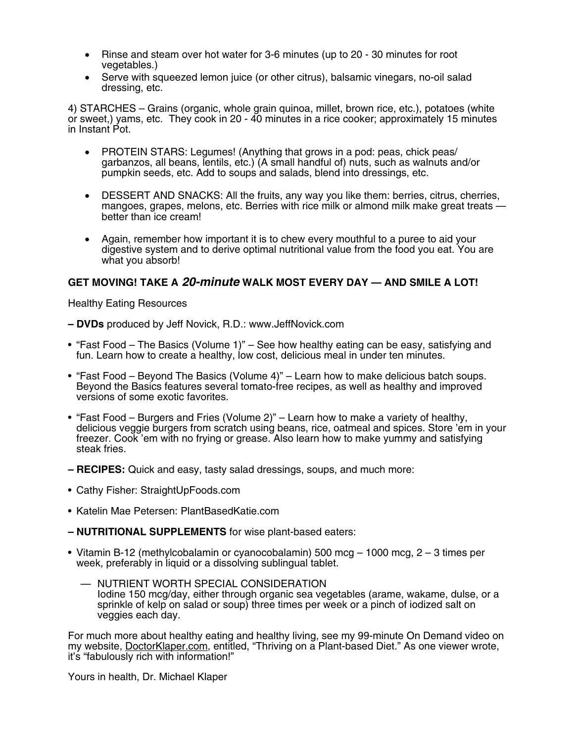- Rinse and steam over hot water for 3-6 minutes (up to 20 - 30 minutes for root vegetables.)
- Serve with squeezed lemon juice (or other citrus), balsamic vinegars, no-oil salad dressing, etc.

4) STARCHES – Grains (organic, whole grain quinoa, millet, brown rice, etc.), potatoes (white or sweet,) yams, etc. They cook in 20 - 40 minutes in a rice cooker; approximately 15 minutes in Instant Pot.

- PROTEIN STARS: Legumes! (Anything that grows in a pod: peas, chick peas/ garbanzos, all beans, lentils, etc.) (A small handful of) nuts, such as walnuts and/or pumpkin seeds, etc. Add to soups and salads, blend into dressings, etc.

- DESSERT AND SNACKS: All the fruits, any way you like them: berries, citrus, cherries, mangoes, grapes, melons, etc. Berries with rice milk or almond milk make great treats — better than ice cream!

- Again, remember how important it is to chew every mouthful to a puree to aid your digestive system and to derive optimal nutritional value from the food you eat. You are what you absorb!

**GET MOVING! TAKE A *20-minute* WALK MOST EVERY DAY — AND SMILE A LOT!**

Healthy Eating Resources

**– DVDs** produced by Jeff Novick, R.D.: www.JeffNovick.com

- “Fast Food – The Basics (Volume 1)” – See how healthy eating can be easy, satisfying and fun. Learn how to create a healthy, low cost, delicious meal in under ten minutes.

- “Fast Food – Beyond The Basics (Volume 4)” – Learn how to make delicious batch soups. Beyond the Basics features several tomato-free recipes, as well as healthy and improved versions of some exotic favorites.

- “Fast Food – Burgers and Fries (Volume 2)” – Learn how to make a variety of healthy, delicious veggie burgers from scratch using beans, rice, oatmeal and spices. Store ’em in your freezer. Cook ’em with no frying or grease. Also learn how to make yummy and satisfying steak fries.

**– RECIPES:** Quick and easy, tasty salad dressings, soups, and much more:

- Cathy Fisher: StraightUpFoods.com

- Katelin Mae Petersen: PlantBasedKatie.com

**– NUTRITIONAL SUPPLEMENTS** for wise plant-based eaters:

- Vitamin B-12 (methylcobalamin or cyanocobalamin) 500 mcg – 1000 mcg, 2 – 3 times per week, preferably in liquid or a dissolving sublingual tablet.

  — NUTRIENT WORTH SPECIAL CONSIDERATION
  Iodine 150 mcg/day, either through organic sea vegetables (arame, wakame, dulse, or a sprinkle of kelp on salad or soup) three times per week or a pinch of iodized salt on veggies each day.

For much more about healthy eating and healthy living, see my 99-minute On Demand video on my website, DoctorKlaper.com, entitled, “Thriving on a Plant-based Diet.” As one viewer wrote, it’s “fabulously rich with information!”

Yours in health, Dr. Michael Klaper